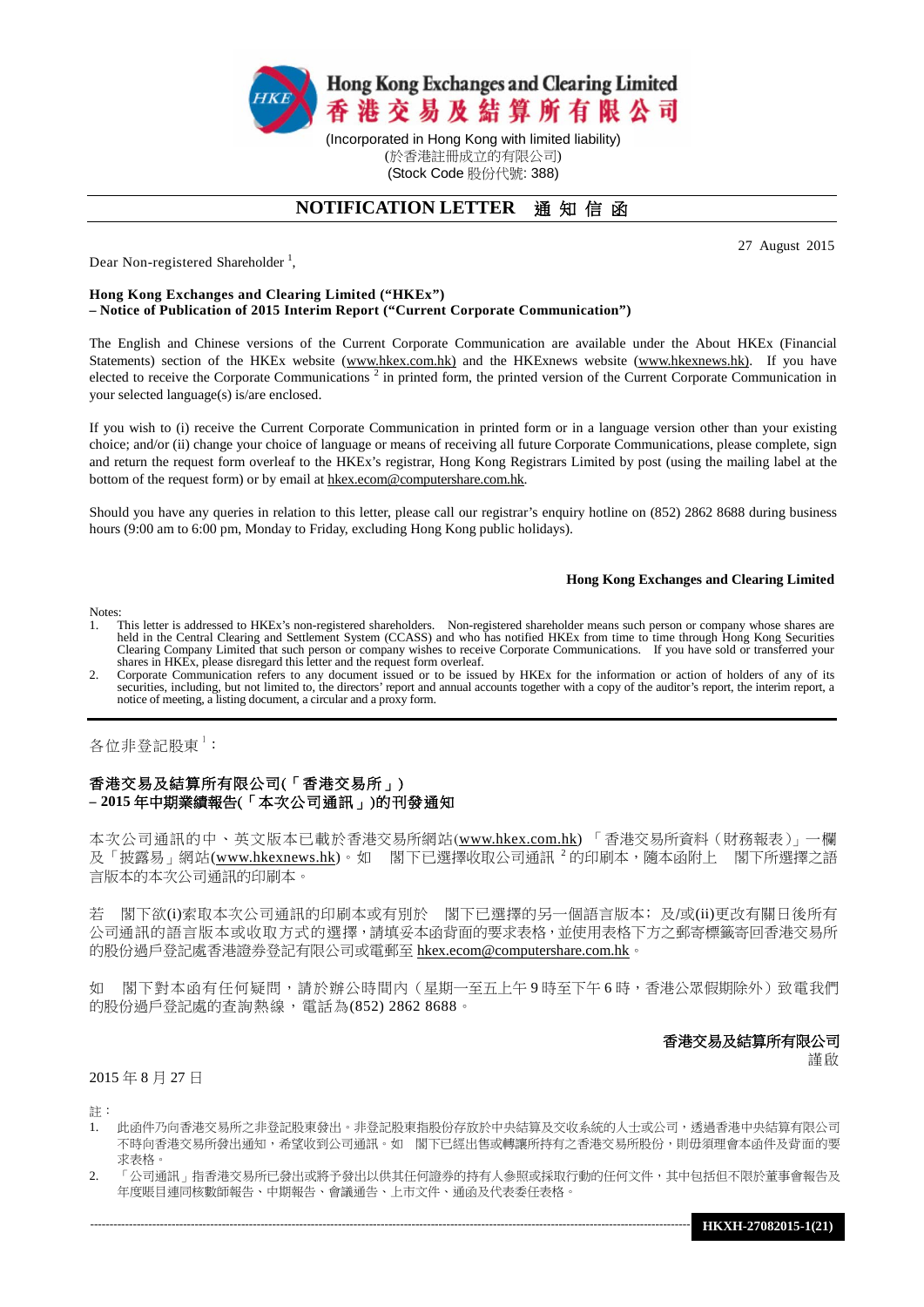**Hong Kong Exchanges and Clearing Limited**
**香港交易及結算所有限公司**

(Incorporated in Hong Kong with limited liability)
(於香港註冊成立的有限公司)
(Stock Code 股份代號: 388)

# NOTIFICATION LETTER 通 知 信 函

27 August 2015

Dear Non-registered Shareholder [1],

**Hong Kong Exchanges and Clearing Limited ("HKEx")**
**– Notice of Publication of 2015 Interim Report ("Current Corporate Communication")**

The English and Chinese versions of the Current Corporate Communication are available under the About HKEx (Financial Statements) section of the HKEx website (www.hkex.com.hk) and the HKExnews website (www.hkexnews.hk). If you have elected to receive the Corporate Communications [2] in printed form, the printed version of the Current Corporate Communication in your selected language(s) is/are enclosed.

If you wish to (i) receive the Current Corporate Communication in printed form or in a language version other than your existing choice; and/or (ii) change your choice of language or means of receiving all future Corporate Communications, please complete, sign and return the request form overleaf to the HKEx's registrar, Hong Kong Registrars Limited by post (using the mailing label at the bottom of the request form) or by email at hkex.ecom@computershare.com.hk.

Should you have any queries in relation to this letter, please call our registrar's enquiry hotline on (852) 2862 8688 during business hours (9:00 am to 6:00 pm, Monday to Friday, excluding Hong Kong public holidays).

**Hong Kong Exchanges and Clearing Limited**

Notes:
1. This letter is addressed to HKEx's non-registered shareholders. Non-registered shareholder means such person or company whose shares are held in the Central Clearing and Settlement System (CCASS) and who has notified HKEx from time to time through Hong Kong Securities Clearing Company Limited that such person or company wishes to receive Corporate Communications. If you have sold or transferred your shares in HKEx, please disregard this letter and the request form overleaf.
2. Corporate Communication refers to any document issued or to be issued by HKEx for the information or action of holders of any of its securities, including, but not limited to, the directors' report and annual accounts together with a copy of the auditor's report, the interim report, a notice of meeting, a listing document, a circular and a proxy form.

---

各位非登記股東 [1]：

**香港交易及結算所有限公司(「香港交易所」)**
**– 2015 年中期業績報告(「本次公司通訊」)的刊發通知**

本次公司通訊的中、英文版本已載於香港交易所網站(www.hkex.com.hk) 「香港交易所資料（財務報表）」一欄及「披露易」網站(www.hkexnews.hk)。如　閣下已選擇收取公司通訊 [2] 的印刷本，隨本函附上　閣下所選擇之語言版本的本次公司通訊的印刷本。

若　閣下欲(i)索取本次公司通訊的印刷本或有別於　閣下已選擇的另一個語言版本; 及/或(ii)更改有關日後所有公司通訊的語言版本或收取方式的選擇，請填妥本函背面的要求表格，並使用表格下方之郵寄標籤寄回香港交易所的股份過戶登記處香港證券登記有限公司或電郵至 hkex.ecom@computershare.com.hk。

如　閣下對本函有任何疑問，請於辦公時間內（星期一至五上午 9 時至下午 6 時，香港公眾假期除外）致電我們的股份過戶登記處的查詢熱線，電話為(852) 2862 8688。

**香港交易及結算所有限公司**
謹啟

2015 年 8 月 27 日

註：
1. 此函件乃向香港交易所之非登記股東發出。非登記股東指股份存放於中央結算及交收系統的人士或公司，透過香港中央結算有限公司不時向香港交易所發出通知，希望收到公司通訊。如　閣下已經出售或轉讓所持有之香港交易所股份，則毋須理會本函件及背面的要求表格。
2. 「公司通訊」指香港交易所已發出或將予發出以供其任何證券的持有人參照或採取行動的任何文件，其中包括但不限於董事會報告及年度賬目連同核數師報告、中期報告、會議通告、上市文件、通函及代表委任表格。

**HKXH-27082015-1(21)**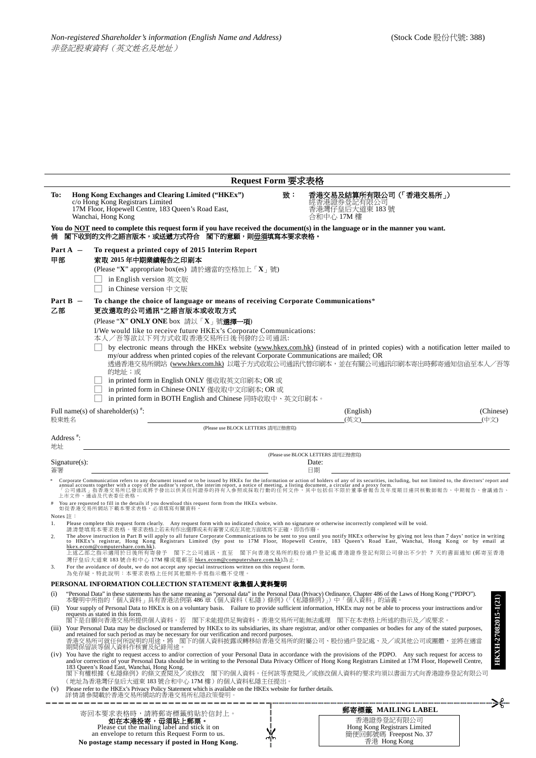*Non-registered Shareholder's information (English Name and Address)*
*非登記股東資料（英文姓名及地址）*

(Stock Code 股份代號: 388)

# Request Form 要求表格

**To: Hong Kong Exchanges and Clearing Limited ("HKEx")**
c/o Hong Kong Registrars Limited
17M Floor, Hopewell Centre, 183 Queen's Road East,
Wanchai, Hong Kong

**致： 香港交易及結算所有限公司（「香港交易所」）**
經香港證券登記有限公司
香港灣仔皇后大道東 183 號
合和中心 17M 樓

**You do NOT need to complete this request form if you have received the document(s) in the language or in the manner you want.**
**倘 閣下收到的文件之語言版本，或送遞方式符合 閣下的意願，則毋須填寫本要求表格。**

**Part A – To request a printed copy of 2015 Interim Report**
**甲部 索取 2015 年中期業績報告之印刷本**

(Please "**X**" appropriate box(es) 請於適當的空格加上「**X**」號)

- ☐ in English version 英文版
- ☐ in Chinese version 中文版

**Part B – To change the choice of language or means of receiving Corporate Communications***
**乙部 更改選取的公司通訊*之語言版本或收取方式**

(Please "**X**" **ONLY ONE** box 請以「**X**」號**選擇一項**)

I/We would like to receive future HKEx's Corporate Communications:
本人／吾等欲以下列方式收取香港交易所日後刊發的公司通訊:

- ☐ by electronic means through the HKEx website (www.hkex.com.hk) (instead of in printed copies) with a notification letter mailed to my/our address when printed copies of the relevant Corporate Communications are mailed; OR
  透過香港交易所網站 (www.hkex.com.hk) 以電子方式收取公司通訊代替印刷本，並在有關公司通訊印刷本寄出時郵寄通知信函至本人／吾等的地址；或
- ☐ in printed form in English ONLY 僅收取英文印刷本; OR 或
- ☐ in printed form in Chinese ONLY 僅收取中文印刷本; OR 或
- ☐ in printed form in BOTH English and Chinese 同時收取中、英文印刷本。

Full name(s) of shareholder(s) #: ______________________ (English) (英文) ______________________ (Chinese) (中文)
股東姓名
(Please use BLOCK LETTERS 請用正楷書寫)

Address #: ______________________
地址
(Please use BLOCK LETTERS 請用正楷書寫)

Signature(s): ______________________ Date: ______________________
簽署 日期

\* Corporate Communication refers to any document issued or to be issued by HKEx for the information or action of holders of any of its securities, including, but not limited to, the directors' report and annual accounts together with a copy of the auditor's report, the interim report, a notice of meeting, a listing document, a circular and a proxy form.
「公司通訊」指香港交易所已發出或將予發出以供其任何證券的持有人參照或採取行動的任何文件，其中包括但不限於董事會報告及年度賬目連同核數師報告，中期報告、會議通告、上市文件、通函及代表委任表格。

\# You are requested to fill in the details if you download this request form from the HKEx website.
如從香港交易所網站下載本要求表格，必須填寫有關資料。

Notes 註：

1. Please complete this request form clearly. Any request form with no indicated choice, with no signature or otherwise incorrectly completed will be void.
   請清楚填寫本要求表格。要求表格上若未有作出選擇或未有簽署又或在其他方面填寫不正確，即告作廢。
2. The above instruction in Part B will apply to all future Corporate Communications to be sent to you until you notify HKEx otherwise by giving not less than 7 days' notice in writing to HKEx's registrar, Hong Kong Registrars Limited (by post to 17M Floor, Hopewell Centre, 183 Queen's Road East, Wanchai, Hong Kong or by email at hkex.ecom@computershare.com.hk).
   上述乙部之指示適用於日後所有寄發予 閣下之公司通訊，直至 閣下向香港交易所的股份過戶登記處香港證券登記有限公司發出不少於 7 天的書面通知 (郵寄至香港灣仔皇后大道東 183 號合和中心 17M 樓或電郵至 hkex.ecom@computershare.com.hk)為止。
3. For the avoidance of doubt, we do not accept any special instructions written on this request form.
   為免存疑，特此說明：本要求表格上任何其他額外手寫指示概不受理。

## PERSONAL INFORMATION COLLECTION STATEMENT 收集個人資料聲明

(i) "Personal Data" in these statements has the same meaning as "personal data" in the Personal Data (Privacy) Ordinance, Chapter 486 of the Laws of Hong Kong ("PDPO").
本聲明中所指的「個人資料」具有香港法例第 486 章《個人資料（私隱）條例》(「《私隱條例》」) 中「個人資料」的涵義。

(ii) Your supply of Personal Data to HKEx is on a voluntary basis. Failure to provide sufficient information, HKEx may not be able to process your instructions and/or requests as stated in this form.
閣下是自願向香港交易所提供個人資料。若 閣下未能提供足夠資料，香港交易所可能無法處理 閣下在本表格上所述的指示及／或要求。

(iii) Your Personal Data may be disclosed or transferred by HKEx to its subsidiaries, its share registrar, and/or other companies or bodies for any of the stated purposes, and retained for such period as may be necessary for our verification and record purposes.
香港交易所可就任何所說明的用途，將 閣下的個人資料披露或轉移給香港交易所的附屬公司、股份過戶登記處、及／或其他公司或團體，並將在適當期間保留該等個人資料作核實及紀錄用途。

(iv) You have the right to request access to and/or correction of your Personal Data in accordance with the provisions of the PDPO. Any such request for access to and/or correction of your Personal Data should be in writing to the Personal Data Privacy Officer of Hong Kong Registrars Limited at 17M Floor, Hopewell Centre, 183 Queen's Road East, Wanchai, Hong Kong.
閣下有權根據《私隱條例》的條文查閱及／或修改 閣下的個人資料。任何該等查閱及／或修改個人資料的要求均須以書面方式向香港證券登記有限公司（地址為香港灣仔皇后大道東 183 號合和中心 17M 樓）的個人資料私隱主任提出。

(v) Please refer to the HKEx's Privacy Policy Statement which is available on the HKEx website for further details.
詳情請參閱載於香港交易所網站的香港交易所私隱政策聲明。

HKXH-27082015-1(21)

---

寄回本要求表格時，請將郵寄標籤剪貼於信封上。
**如在本港投寄，毋須貼上郵票。**
Please cut the mailing label and stick it on an envelope to return this Request Form to us.
**No postage stamp necessary if posted in Hong Kong.**

**郵寄標籤 MAILING LABEL**
香港證券登記有限公司
Hong Kong Registrars Limited
簡便回郵號碼 Freepost No. 37
香港 Hong Kong